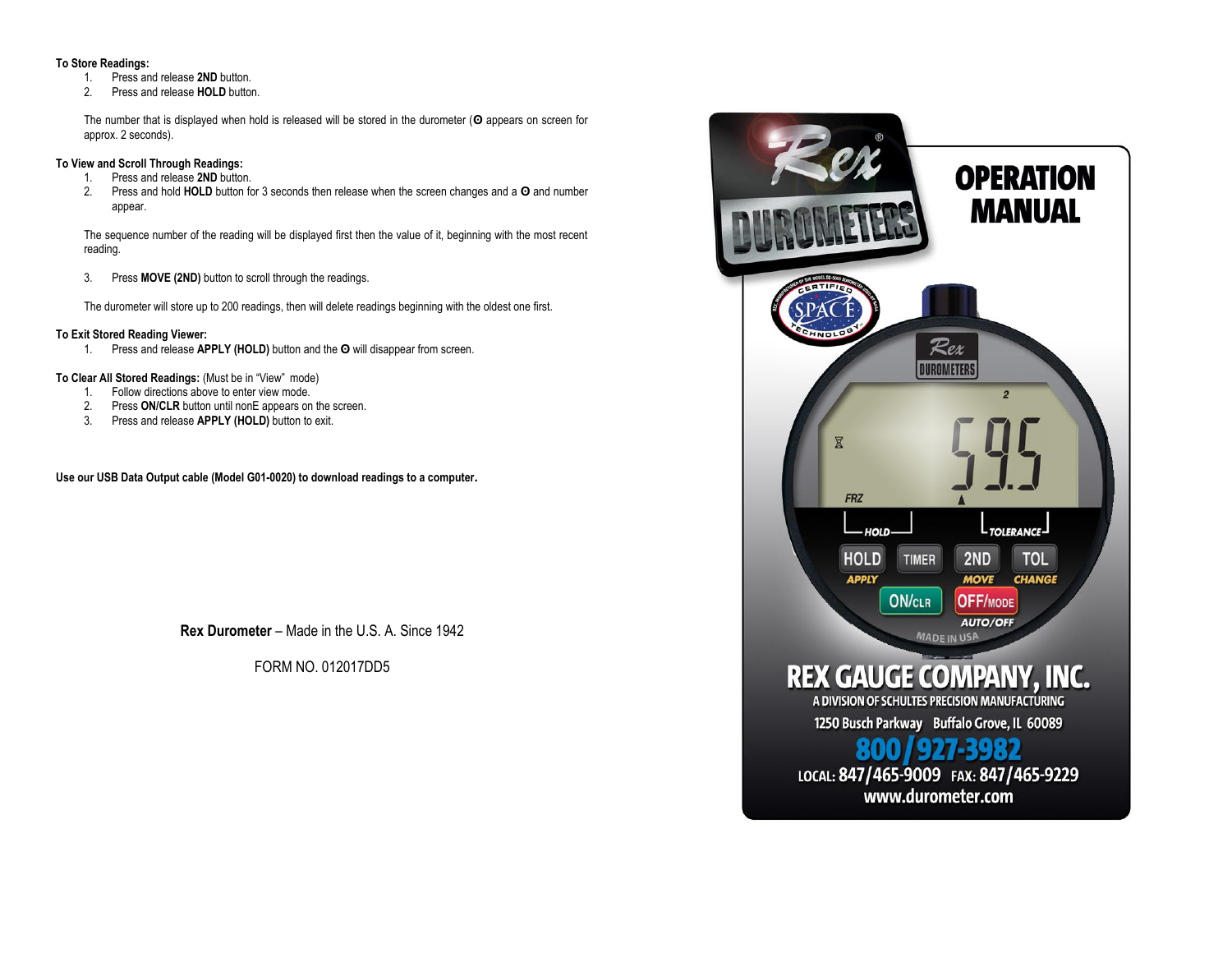**To Store Readings:**

1. Press and release **2ND** button.
2. Press and release **HOLD** button.

The number that is displayed when hold is released will be stored in the durometer (**ʘ** appears on screen for approx. 2 seconds).

**To View and Scroll Through Readings:**

1. Press and release **2ND** button.
2. Press and hold **HOLD** button for 3 seconds then release when the screen changes and a **ʘ** and number appear.

The sequence number of the reading will be displayed first then the value of it, beginning with the most recent reading.

3. Press **MOVE (2ND)** button to scroll through the readings.

The durometer will store up to 200 readings, then will delete readings beginning with the oldest one first.

**To Exit Stored Reading Viewer:**

1. Press and release **APPLY (HOLD)** button and the **ʘ** will disappear from screen.

**To Clear All Stored Readings:** (Must be in "View" mode)

1. Follow directions above to enter view mode.
2. Press **ON/CLR** button until nonE appears on the screen.
3. Press and release **APPLY (HOLD)** button to exit.

**Use our USB Data Output cable (Model G01-0020) to download readings to a computer.**

**Rex Durometer** – Made in the U.S. A. Since 1942

FORM NO. 012017DD5

# Rex DUROMETERS

# OPERATION MANUAL

CERTIFIED SPACE TECHNOLOGY

HOLD | TIMER | 2ND | TOL

APPLY | MOVE | CHANGE

ON/CLR | OFF/MODE

AUTO/OFF

MADE IN USA

## REX GAUGE COMPANY, INC.

A DIVISION OF SCHULTES PRECISION MANUFACTURING

1250 Busch Parkway Buffalo Grove, IL 60089

**800/927-3982**

LOCAL: 847/465-9009 FAX: 847/465-9229

www.durometer.com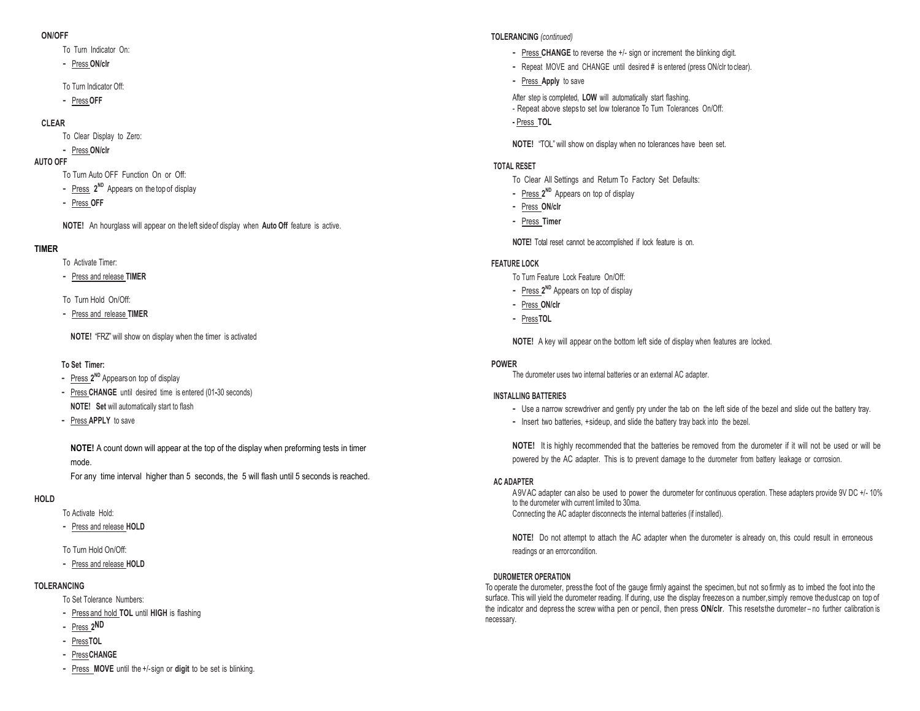### ON/OFF

To Turn Indicator On:

- Press **ON/clr**

To Turn Indicator Off:

- Press **OFF**

### CLEAR

To Clear Display to Zero:

- Press **ON/clr**

### AUTO OFF

To Turn Auto OFF Function On or Off:

- Press **2ND** Appears on the top of display
- Press **OFF**

**NOTE!** An hourglass will appear on the left side of display when **Auto Off** feature is active.

### TIMER

To Activate Timer:

- Press and release **TIMER**

To Turn Hold On/Off:

- Press and release **TIMER**

**NOTE!** "FRZ" will show on display when the timer is activated

**To Set Timer:**

- Press **2ND** Appears on top of display
- Press **CHANGE** until desired time is entered (01-30 seconds)

  **NOTE! Set** will automatically start to flash
- Press **APPLY** to save

**NOTE!** A count down will appear at the top of the display when preforming tests in timer mode.

For any time interval higher than 5 seconds, the 5 will flash until 5 seconds is reached.

### HOLD

To Activate Hold:

- Press and release **HOLD**

To Turn Hold On/Off:

- Press and release **HOLD**

### TOLERANCING

To Set Tolerance Numbers:

- Press and hold **TOL** until **HIGH** is flashing
- Press **2ND**
- Press **TOL**
- Press **CHANGE**
- Press **MOVE** until the +/- sign or **digit** to be set is blinking.

### TOLERANCING *(continued)*

- Press **CHANGE** to reverse the +/- sign or increment the blinking digit.
- Repeat MOVE and CHANGE until desired # is entered (press ON/clr to clear).
- Press **Apply** to save

After step is completed, **LOW** will automatically start flashing.

- Repeat above steps to set low tolerance To Turn Tolerances On/Off:

- Press **TOL**

**NOTE!** "TOL" will show on display when no tolerances have been set.

### TOTAL RESET

To Clear All Settings and Return To Factory Set Defaults:

- Press **2ND** Appears on top of display
- Press **ON/clr**
- Press **Timer**

**NOTE!** Total reset cannot be accomplished if lock feature is on.

### FEATURE LOCK

To Turn Feature Lock Feature On/Off:

- Press **2ND** Appears on top of display
- Press **ON/clr**
- Press **TOL**

**NOTE!** A key will appear on the bottom left side of display when features are locked.

### POWER

The durometer uses two internal batteries or an external AC adapter.

### INSTALLING BATTERIES

- Use a narrow screwdriver and gently pry under the tab on the left side of the bezel and slide out the battery tray.
- Insert two batteries, +side up, and slide the battery tray back into the bezel.

**NOTE!** It is highly recommended that the batteries be removed from the durometer if it will not be used or will be powered by the AC adapter. This is to prevent damage to the durometer from battery leakage or corrosion.

### AC ADAPTER

A 9V AC adapter can also be used to power the durometer for continuous operation. These adapters provide 9V DC +/- 10% to the durometer with current limited to 30ma.

Connecting the AC adapter disconnects the internal batteries (if installed).

**NOTE!** Do not attempt to attach the AC adapter when the durometer is already on, this could result in erroneous readings or an error condition.

### DUROMETER OPERATION

To operate the durometer, press the foot of the gauge firmly against the specimen, but not so firmly as to imbed the foot into the surface. This will yield the durometer reading. If during, use the display freezes on a number, simply remove the dust cap on top of the indicator and depress the screw with a pen or pencil, then press **ON/clr**. This resets the durometer – no further calibration is necessary.